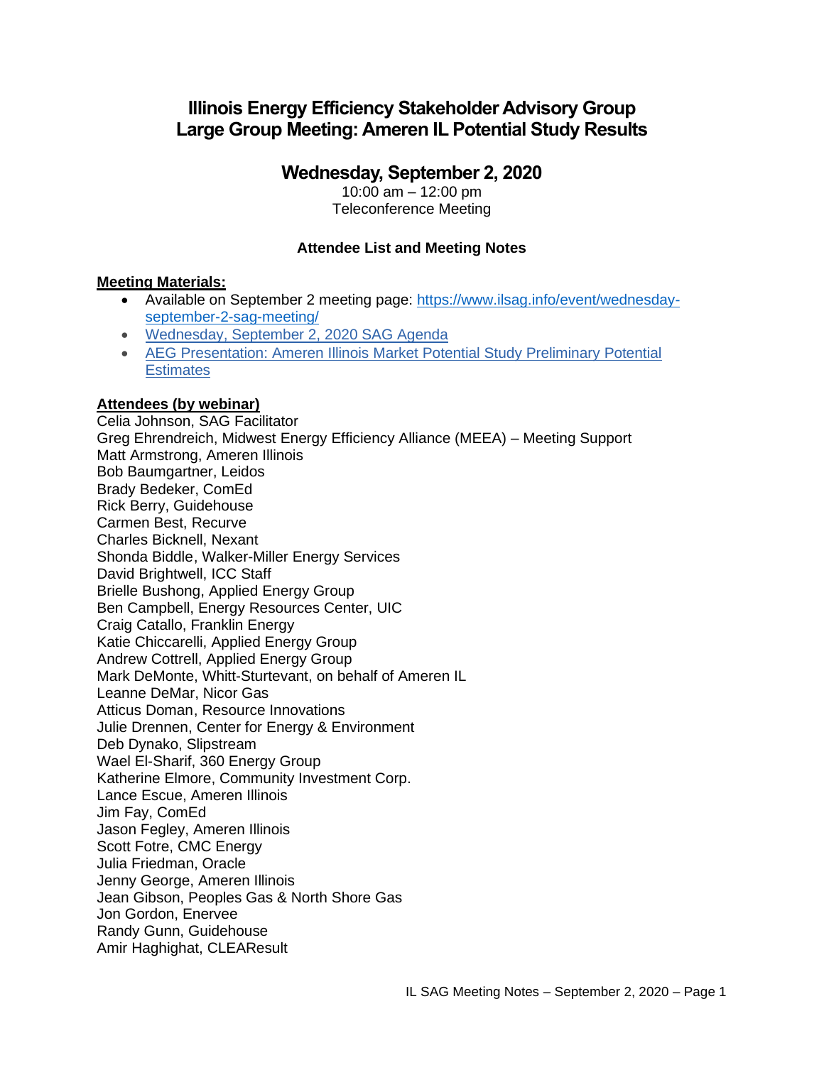# Illinois Energy Efficiency Stakeholder Advisory Group
# Large Group Meeting: Ameren IL Potential Study Results

## Wednesday, September 2, 2020

10:00 am – 12:00 pm
Teleconference Meeting

**Attendee List and Meeting Notes**

**Meeting Materials:**

- Available on September 2 meeting page: https://www.ilsag.info/event/wednesday-september-2-sag-meeting/
- Wednesday, September 2, 2020 SAG Agenda
- AEG Presentation: Ameren Illinois Market Potential Study Preliminary Potential Estimates

**Attendees (by webinar)**

Celia Johnson, SAG Facilitator
Greg Ehrendreich, Midwest Energy Efficiency Alliance (MEEA) – Meeting Support
Matt Armstrong, Ameren Illinois
Bob Baumgartner, Leidos
Brady Bedeker, ComEd
Rick Berry, Guidehouse
Carmen Best, Recurve
Charles Bicknell, Nexant
Shonda Biddle, Walker-Miller Energy Services
David Brightwell, ICC Staff
Brielle Bushong, Applied Energy Group
Ben Campbell, Energy Resources Center, UIC
Craig Catallo, Franklin Energy
Katie Chiccarelli, Applied Energy Group
Andrew Cottrell, Applied Energy Group
Mark DeMonte, Whitt-Sturtevant, on behalf of Ameren IL
Leanne DeMar, Nicor Gas
Atticus Doman, Resource Innovations
Julie Drennen, Center for Energy & Environment
Deb Dynako, Slipstream
Wael El-Sharif, 360 Energy Group
Katherine Elmore, Community Investment Corp.
Lance Escue, Ameren Illinois
Jim Fay, ComEd
Jason Fegley, Ameren Illinois
Scott Fotre, CMC Energy
Julia Friedman, Oracle
Jenny George, Ameren Illinois
Jean Gibson, Peoples Gas & North Shore Gas
Jon Gordon, Enervee
Randy Gunn, Guidehouse
Amir Haghighat, CLEAResult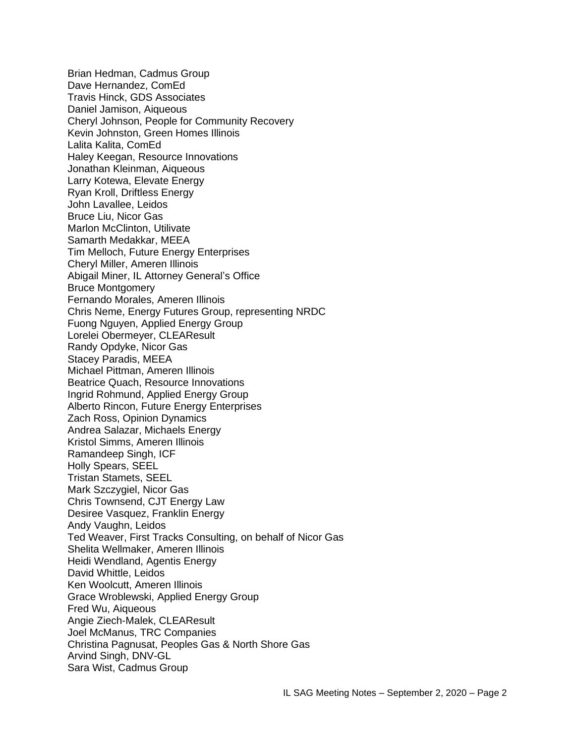Brian Hedman, Cadmus Group
Dave Hernandez, ComEd
Travis Hinck, GDS Associates
Daniel Jamison, Aiqueous
Cheryl Johnson, People for Community Recovery
Kevin Johnston, Green Homes Illinois
Lalita Kalita, ComEd
Haley Keegan, Resource Innovations
Jonathan Kleinman, Aiqueous
Larry Kotewa, Elevate Energy
Ryan Kroll, Driftless Energy
John Lavallee, Leidos
Bruce Liu, Nicor Gas
Marlon McClinton, Utilivate
Samarth Medakkar, MEEA
Tim Melloch, Future Energy Enterprises
Cheryl Miller, Ameren Illinois
Abigail Miner, IL Attorney General's Office
Bruce Montgomery
Fernando Morales, Ameren Illinois
Chris Neme, Energy Futures Group, representing NRDC
Fuong Nguyen, Applied Energy Group
Lorelei Obermeyer, CLEAResult
Randy Opdyke, Nicor Gas
Stacey Paradis, MEEA
Michael Pittman, Ameren Illinois
Beatrice Quach, Resource Innovations
Ingrid Rohmund, Applied Energy Group
Alberto Rincon, Future Energy Enterprises
Zach Ross, Opinion Dynamics
Andrea Salazar, Michaels Energy
Kristol Simms, Ameren Illinois
Ramandeep Singh, ICF
Holly Spears, SEEL
Tristan Stamets, SEEL
Mark Szczygiel, Nicor Gas
Chris Townsend, CJT Energy Law
Desiree Vasquez, Franklin Energy
Andy Vaughn, Leidos
Ted Weaver, First Tracks Consulting, on behalf of Nicor Gas
Shelita Wellmaker, Ameren Illinois
Heidi Wendland, Agentis Energy
David Whittle, Leidos
Ken Woolcutt, Ameren Illinois
Grace Wroblewski, Applied Energy Group
Fred Wu, Aiqueous
Angie Ziech-Malek, CLEAResult
Joel McManus, TRC Companies
Christina Pagnusat, Peoples Gas & North Shore Gas
Arvind Singh, DNV-GL
Sara Wist, Cadmus Group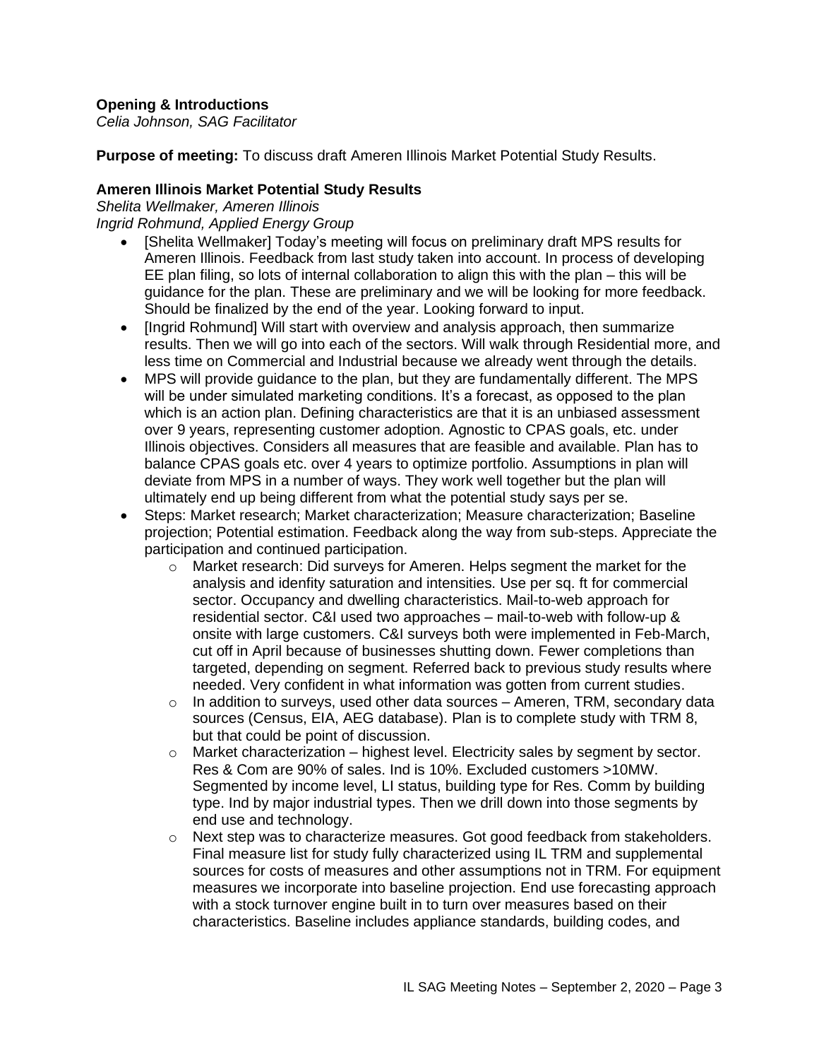**Opening & Introductions**
*Celia Johnson, SAG Facilitator*

**Purpose of meeting:** To discuss draft Ameren Illinois Market Potential Study Results.

**Ameren Illinois Market Potential Study Results**
*Shelita Wellmaker, Ameren Illinois*
*Ingrid Rohmund, Applied Energy Group*

- [Shelita Wellmaker] Today's meeting will focus on preliminary draft MPS results for Ameren Illinois. Feedback from last study taken into account. In process of developing EE plan filing, so lots of internal collaboration to align this with the plan – this will be guidance for the plan. These are preliminary and we will be looking for more feedback. Should be finalized by the end of the year. Looking forward to input.
- [Ingrid Rohmund] Will start with overview and analysis approach, then summarize results. Then we will go into each of the sectors. Will walk through Residential more, and less time on Commercial and Industrial because we already went through the details.
- MPS will provide guidance to the plan, but they are fundamentally different. The MPS will be under simulated marketing conditions. It's a forecast, as opposed to the plan which is an action plan. Defining characteristics are that it is an unbiased assessment over 9 years, representing customer adoption. Agnostic to CPAS goals, etc. under Illinois objectives. Considers all measures that are feasible and available. Plan has to balance CPAS goals etc. over 4 years to optimize portfolio. Assumptions in plan will deviate from MPS in a number of ways. They work well together but the plan will ultimately end up being different from what the potential study says per se.
- Steps: Market research; Market characterization; Measure characterization; Baseline projection; Potential estimation. Feedback along the way from sub-steps. Appreciate the participation and continued participation.
  - Market research: Did surveys for Ameren. Helps segment the market for the analysis and idenfity saturation and intensities. Use per sq. ft for commercial sector. Occupancy and dwelling characteristics. Mail-to-web approach for residential sector. C&I used two approaches – mail-to-web with follow-up & onsite with large customers. C&I surveys both were implemented in Feb-March, cut off in April because of businesses shutting down. Fewer completions than targeted, depending on segment. Referred back to previous study results where needed. Very confident in what information was gotten from current studies.
  - In addition to surveys, used other data sources – Ameren, TRM, secondary data sources (Census, EIA, AEG database). Plan is to complete study with TRM 8, but that could be point of discussion.
  - Market characterization – highest level. Electricity sales by segment by sector. Res & Com are 90% of sales. Ind is 10%. Excluded customers >10MW. Segmented by income level, LI status, building type for Res. Comm by building type. Ind by major industrial types. Then we drill down into those segments by end use and technology.
  - Next step was to characterize measures. Got good feedback from stakeholders. Final measure list for study fully characterized using IL TRM and supplemental sources for costs of measures and other assumptions not in TRM. For equipment measures we incorporate into baseline projection. End use forecasting approach with a stock turnover engine built in to turn over measures based on their characteristics. Baseline includes appliance standards, building codes, and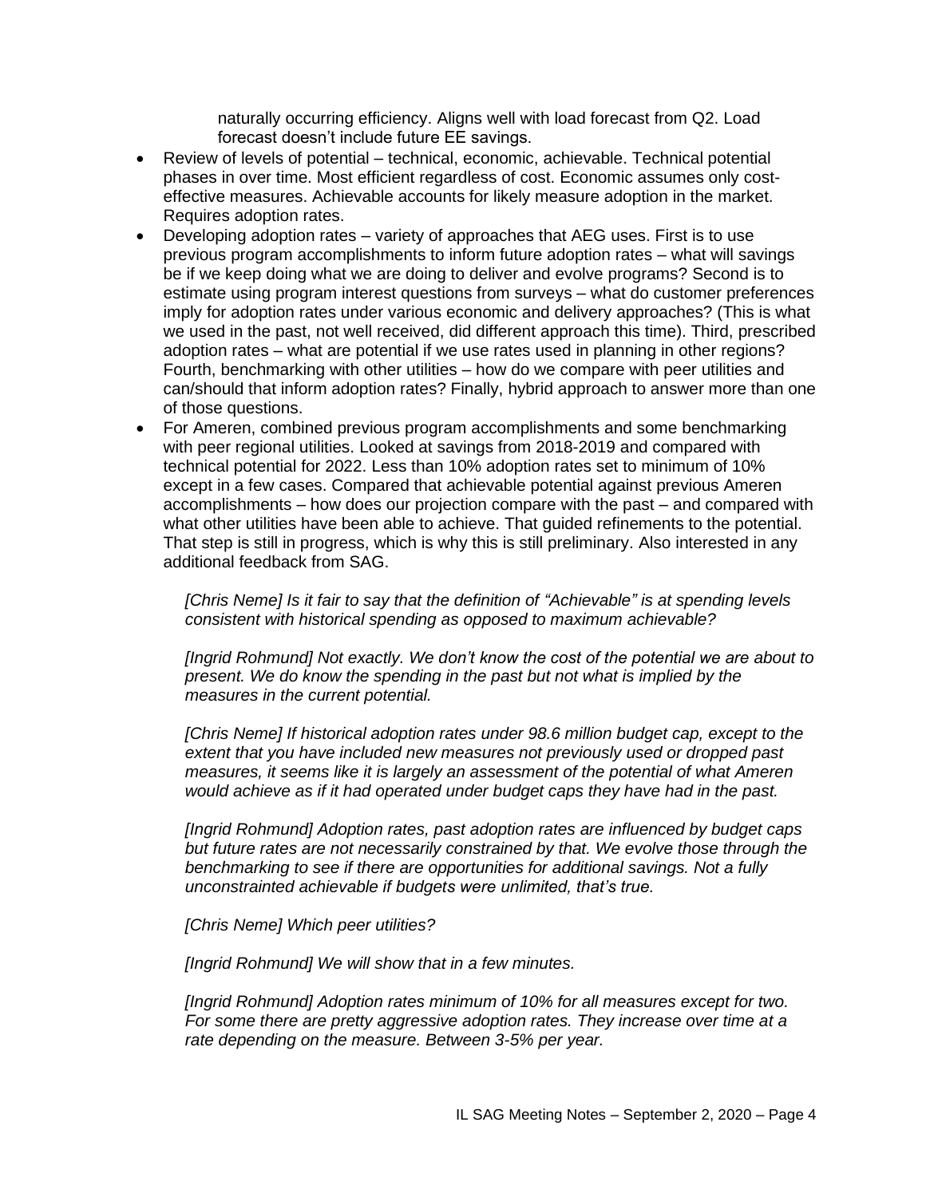naturally occurring efficiency. Aligns well with load forecast from Q2. Load forecast doesn't include future EE savings.

- Review of levels of potential – technical, economic, achievable. Technical potential phases in over time. Most efficient regardless of cost. Economic assumes only cost-effective measures. Achievable accounts for likely measure adoption in the market. Requires adoption rates.
- Developing adoption rates – variety of approaches that AEG uses. First is to use previous program accomplishments to inform future adoption rates – what will savings be if we keep doing what we are doing to deliver and evolve programs? Second is to estimate using program interest questions from surveys – what do customer preferences imply for adoption rates under various economic and delivery approaches? (This is what we used in the past, not well received, did different approach this time). Third, prescribed adoption rates – what are potential if we use rates used in planning in other regions? Fourth, benchmarking with other utilities – how do we compare with peer utilities and can/should that inform adoption rates? Finally, hybrid approach to answer more than one of those questions.
- For Ameren, combined previous program accomplishments and some benchmarking with peer regional utilities. Looked at savings from 2018-2019 and compared with technical potential for 2022. Less than 10% adoption rates set to minimum of 10% except in a few cases. Compared that achievable potential against previous Ameren accomplishments – how does our projection compare with the past – and compared with what other utilities have been able to achieve. That guided refinements to the potential. That step is still in progress, which is why this is still preliminary. Also interested in any additional feedback from SAG.

*[Chris Neme] Is it fair to say that the definition of "Achievable" is at spending levels consistent with historical spending as opposed to maximum achievable?*

*[Ingrid Rohmund] Not exactly. We don't know the cost of the potential we are about to present. We do know the spending in the past but not what is implied by the measures in the current potential.*

*[Chris Neme] If historical adoption rates under 98.6 million budget cap, except to the extent that you have included new measures not previously used or dropped past measures, it seems like it is largely an assessment of the potential of what Ameren would achieve as if it had operated under budget caps they have had in the past.*

*[Ingrid Rohmund] Adoption rates, past adoption rates are influenced by budget caps but future rates are not necessarily constrained by that. We evolve those through the benchmarking to see if there are opportunities for additional savings. Not a fully unconstrainted achievable if budgets were unlimited, that's true.*

*[Chris Neme] Which peer utilities?*

*[Ingrid Rohmund] We will show that in a few minutes.*

*[Ingrid Rohmund] Adoption rates minimum of 10% for all measures except for two. For some there are pretty aggressive adoption rates. They increase over time at a rate depending on the measure. Between 3-5% per year.*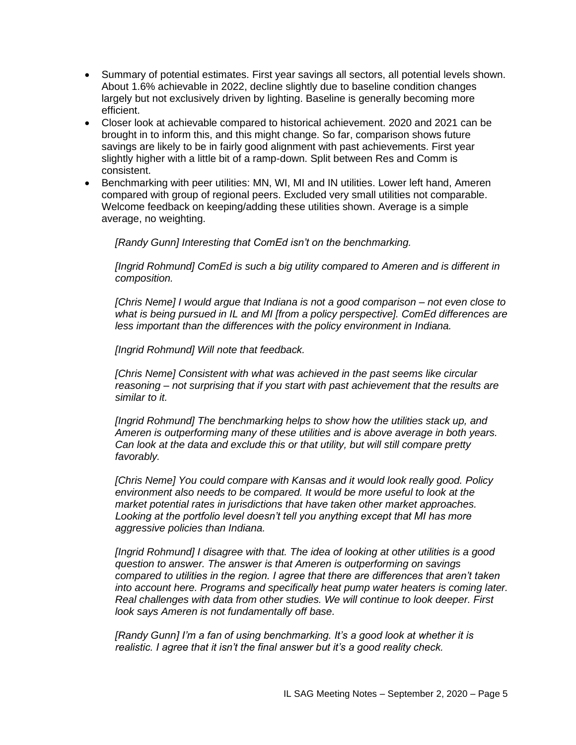- Summary of potential estimates. First year savings all sectors, all potential levels shown. About 1.6% achievable in 2022, decline slightly due to baseline condition changes largely but not exclusively driven by lighting. Baseline is generally becoming more efficient.
- Closer look at achievable compared to historical achievement. 2020 and 2021 can be brought in to inform this, and this might change. So far, comparison shows future savings are likely to be in fairly good alignment with past achievements. First year slightly higher with a little bit of a ramp-down. Split between Res and Comm is consistent.
- Benchmarking with peer utilities: MN, WI, MI and IN utilities. Lower left hand, Ameren compared with group of regional peers. Excluded very small utilities not comparable. Welcome feedback on keeping/adding these utilities shown. Average is a simple average, no weighting.

    *[Randy Gunn] Interesting that ComEd isn't on the benchmarking.*

    *[Ingrid Rohmund] ComEd is such a big utility compared to Ameren and is different in composition.*

    *[Chris Neme] I would argue that Indiana is not a good comparison – not even close to what is being pursued in IL and MI [from a policy perspective]. ComEd differences are less important than the differences with the policy environment in Indiana.*

    *[Ingrid Rohmund] Will note that feedback.*

    *[Chris Neme] Consistent with what was achieved in the past seems like circular reasoning – not surprising that if you start with past achievement that the results are similar to it.*

    *[Ingrid Rohmund] The benchmarking helps to show how the utilities stack up, and Ameren is outperforming many of these utilities and is above average in both years. Can look at the data and exclude this or that utility, but will still compare pretty favorably.*

    *[Chris Neme] You could compare with Kansas and it would look really good. Policy environment also needs to be compared. It would be more useful to look at the market potential rates in jurisdictions that have taken other market approaches. Looking at the portfolio level doesn't tell you anything except that MI has more aggressive policies than Indiana.*

    *[Ingrid Rohmund] I disagree with that. The idea of looking at other utilities is a good question to answer. The answer is that Ameren is outperforming on savings compared to utilities in the region. I agree that there are differences that aren't taken into account here. Programs and specifically heat pump water heaters is coming later. Real challenges with data from other studies. We will continue to look deeper. First look says Ameren is not fundamentally off base.*

    *[Randy Gunn] I'm a fan of using benchmarking. It's a good look at whether it is realistic. I agree that it isn't the final answer but it's a good reality check.*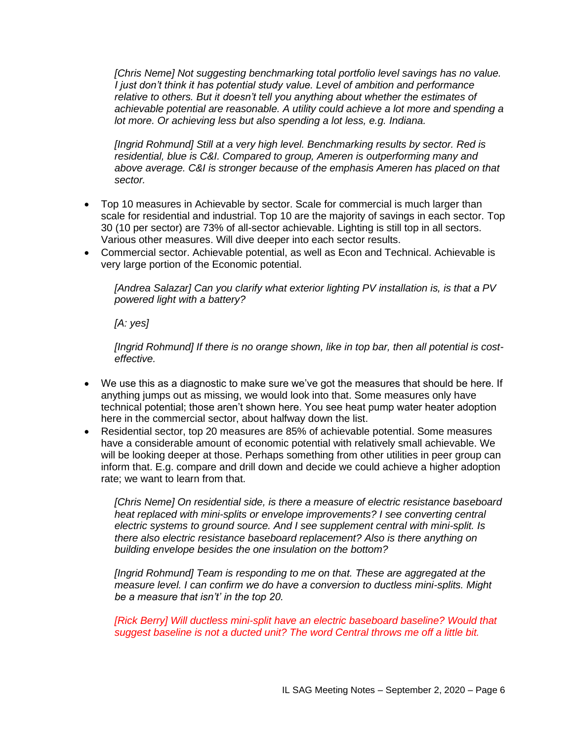*[Chris Neme] Not suggesting benchmarking total portfolio level savings has no value. I just don't think it has potential study value. Level of ambition and performance relative to others. But it doesn't tell you anything about whether the estimates of achievable potential are reasonable. A utility could achieve a lot more and spending a lot more. Or achieving less but also spending a lot less, e.g. Indiana.*

*[Ingrid Rohmund] Still at a very high level. Benchmarking results by sector. Red is residential, blue is C&I. Compared to group, Ameren is outperforming many and above average. C&I is stronger because of the emphasis Ameren has placed on that sector.*

- Top 10 measures in Achievable by sector. Scale for commercial is much larger than scale for residential and industrial. Top 10 are the majority of savings in each sector. Top 30 (10 per sector) are 73% of all-sector achievable. Lighting is still top in all sectors. Various other measures. Will dive deeper into each sector results.
- Commercial sector. Achievable potential, as well as Econ and Technical. Achievable is very large portion of the Economic potential.

*[Andrea Salazar] Can you clarify what exterior lighting PV installation is, is that a PV powered light with a battery?*

*[A: yes]*

*[Ingrid Rohmund] If there is no orange shown, like in top bar, then all potential is cost-effective.*

- We use this as a diagnostic to make sure we've got the measures that should be here. If anything jumps out as missing, we would look into that. Some measures only have technical potential; those aren't shown here. You see heat pump water heater adoption here in the commercial sector, about halfway down the list.
- Residential sector, top 20 measures are 85% of achievable potential. Some measures have a considerable amount of economic potential with relatively small achievable. We will be looking deeper at those. Perhaps something from other utilities in peer group can inform that. E.g. compare and drill down and decide we could achieve a higher adoption rate; we want to learn from that.

*[Chris Neme] On residential side, is there a measure of electric resistance baseboard heat replaced with mini-splits or envelope improvements? I see converting central electric systems to ground source. And I see supplement central with mini-split. Is there also electric resistance baseboard replacement? Also is there anything on building envelope besides the one insulation on the bottom?*

*[Ingrid Rohmund] Team is responding to me on that. These are aggregated at the measure level. I can confirm we do have a conversion to ductless mini-splits. Might be a measure that isn't' in the top 20.*

*[Rick Berry] Will ductless mini-split have an electric baseboard baseline? Would that suggest baseline is not a ducted unit? The word Central throws me off a little bit.*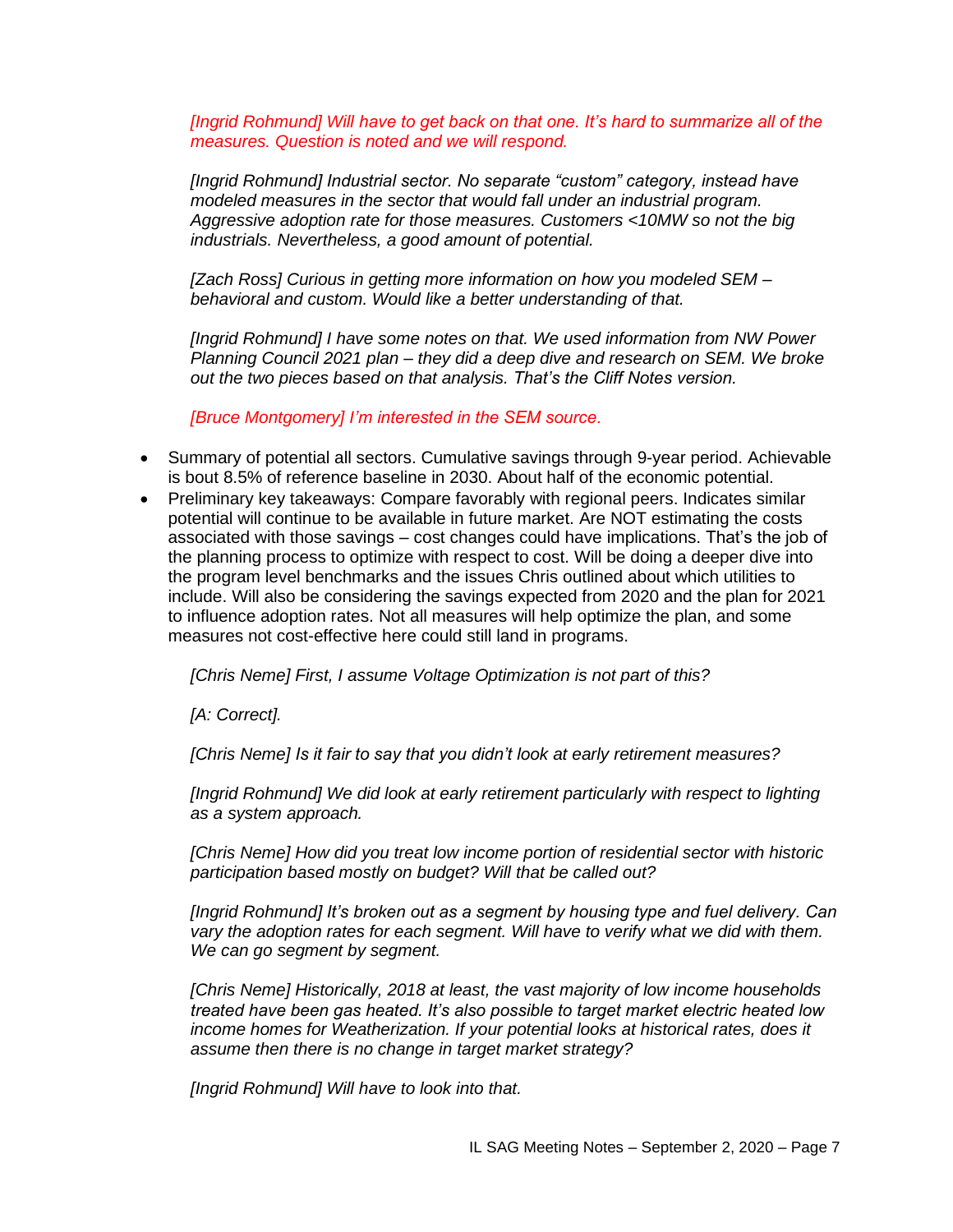*[Ingrid Rohmund] Will have to get back on that one. It's hard to summarize all of the measures. Question is noted and we will respond.*

*[Ingrid Rohmund] Industrial sector. No separate "custom" category, instead have modeled measures in the sector that would fall under an industrial program. Aggressive adoption rate for those measures. Customers <10MW so not the big industrials. Nevertheless, a good amount of potential.*

*[Zach Ross] Curious in getting more information on how you modeled SEM – behavioral and custom. Would like a better understanding of that.*

*[Ingrid Rohmund] I have some notes on that. We used information from NW Power Planning Council 2021 plan – they did a deep dive and research on SEM. We broke out the two pieces based on that analysis. That's the Cliff Notes version.*

*[Bruce Montgomery] I'm interested in the SEM source.*

- Summary of potential all sectors. Cumulative savings through 9-year period. Achievable is bout 8.5% of reference baseline in 2030. About half of the economic potential.
- Preliminary key takeaways: Compare favorably with regional peers. Indicates similar potential will continue to be available in future market. Are NOT estimating the costs associated with those savings – cost changes could have implications. That's the job of the planning process to optimize with respect to cost. Will be doing a deeper dive into the program level benchmarks and the issues Chris outlined about which utilities to include. Will also be considering the savings expected from 2020 and the plan for 2021 to influence adoption rates. Not all measures will help optimize the plan, and some measures not cost-effective here could still land in programs.

*[Chris Neme] First, I assume Voltage Optimization is not part of this?*

*[A: Correct].*

*[Chris Neme] Is it fair to say that you didn't look at early retirement measures?*

*[Ingrid Rohmund] We did look at early retirement particularly with respect to lighting as a system approach.*

*[Chris Neme] How did you treat low income portion of residential sector with historic participation based mostly on budget? Will that be called out?*

*[Ingrid Rohmund] It's broken out as a segment by housing type and fuel delivery. Can vary the adoption rates for each segment. Will have to verify what we did with them. We can go segment by segment.*

*[Chris Neme] Historically, 2018 at least, the vast majority of low income households treated have been gas heated. It's also possible to target market electric heated low income homes for Weatherization. If your potential looks at historical rates, does it assume then there is no change in target market strategy?*

*[Ingrid Rohmund] Will have to look into that.*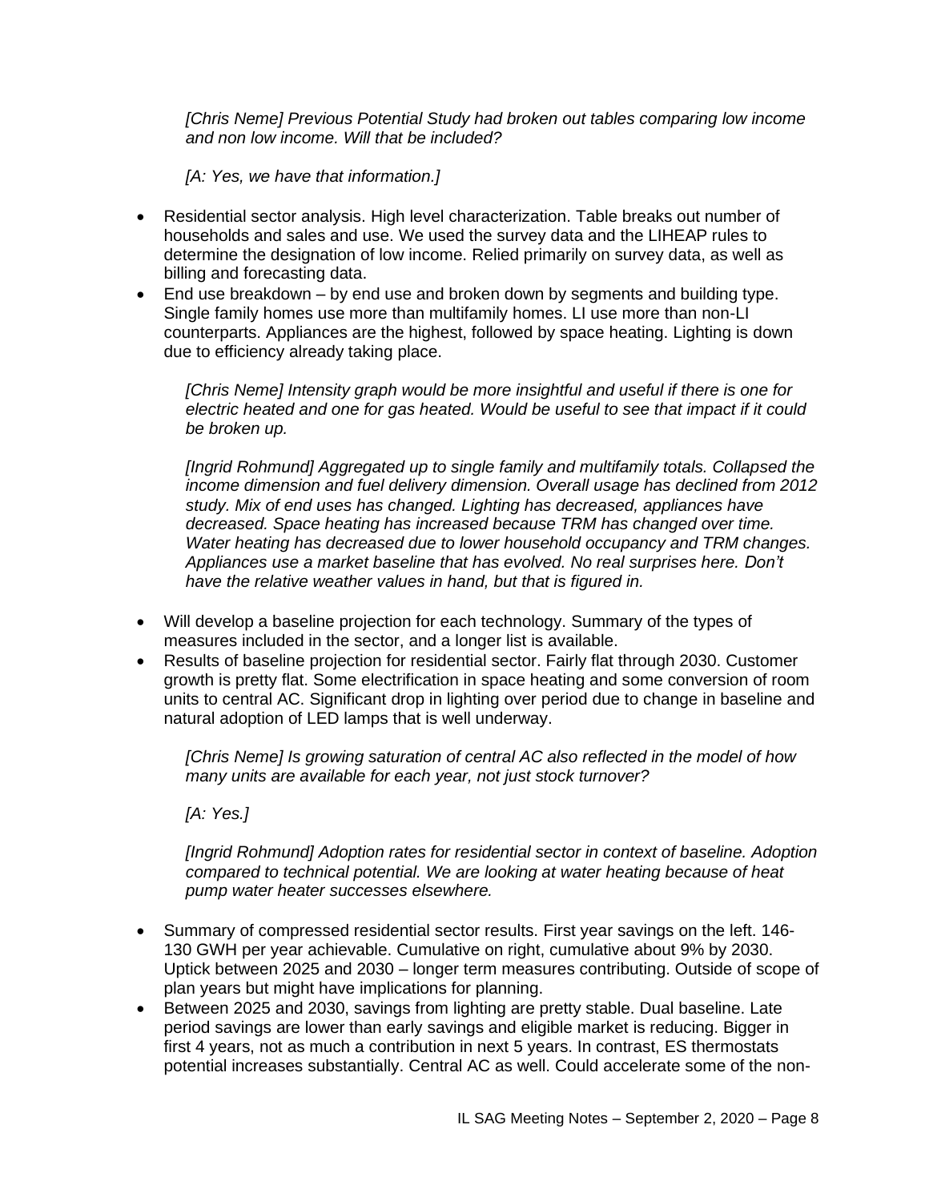*[Chris Neme] Previous Potential Study had broken out tables comparing low income and non low income. Will that be included?*

*[A: Yes, we have that information.]*

- Residential sector analysis. High level characterization. Table breaks out number of households and sales and use. We used the survey data and the LIHEAP rules to determine the designation of low income. Relied primarily on survey data, as well as billing and forecasting data.
- End use breakdown – by end use and broken down by segments and building type. Single family homes use more than multifamily homes. LI use more than non-LI counterparts. Appliances are the highest, followed by space heating. Lighting is down due to efficiency already taking place.

  *[Chris Neme] Intensity graph would be more insightful and useful if there is one for electric heated and one for gas heated. Would be useful to see that impact if it could be broken up.*

  *[Ingrid Rohmund] Aggregated up to single family and multifamily totals. Collapsed the income dimension and fuel delivery dimension. Overall usage has declined from 2012 study. Mix of end uses has changed. Lighting has decreased, appliances have decreased. Space heating has increased because TRM has changed over time. Water heating has decreased due to lower household occupancy and TRM changes. Appliances use a market baseline that has evolved. No real surprises here. Don't have the relative weather values in hand, but that is figured in.*

- Will develop a baseline projection for each technology. Summary of the types of measures included in the sector, and a longer list is available.
- Results of baseline projection for residential sector. Fairly flat through 2030. Customer growth is pretty flat. Some electrification in space heating and some conversion of room units to central AC. Significant drop in lighting over period due to change in baseline and natural adoption of LED lamps that is well underway.

  *[Chris Neme] Is growing saturation of central AC also reflected in the model of how many units are available for each year, not just stock turnover?*

  *[A: Yes.]*

  *[Ingrid Rohmund] Adoption rates for residential sector in context of baseline. Adoption compared to technical potential. We are looking at water heating because of heat pump water heater successes elsewhere.*

- Summary of compressed residential sector results. First year savings on the left. 146-130 GWH per year achievable. Cumulative on right, cumulative about 9% by 2030. Uptick between 2025 and 2030 – longer term measures contributing. Outside of scope of plan years but might have implications for planning.
- Between 2025 and 2030, savings from lighting are pretty stable. Dual baseline. Late period savings are lower than early savings and eligible market is reducing. Bigger in first 4 years, not as much a contribution in next 5 years. In contrast, ES thermostats potential increases substantially. Central AC as well. Could accelerate some of the non-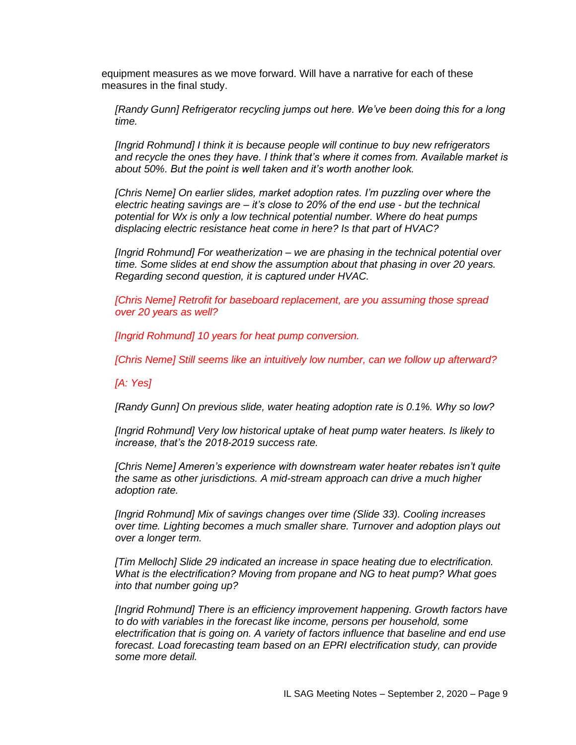equipment measures as we move forward. Will have a narrative for each of these measures in the final study.

*[Randy Gunn] Refrigerator recycling jumps out here. We've been doing this for a long time.*

*[Ingrid Rohmund] I think it is because people will continue to buy new refrigerators and recycle the ones they have. I think that's where it comes from. Available market is about 50%. But the point is well taken and it's worth another look.*

*[Chris Neme] On earlier slides, market adoption rates. I'm puzzling over where the electric heating savings are – it's close to 20% of the end use - but the technical potential for Wx is only a low technical potential number. Where do heat pumps displacing electric resistance heat come in here? Is that part of HVAC?*

*[Ingrid Rohmund] For weatherization – we are phasing in the technical potential over time. Some slides at end show the assumption about that phasing in over 20 years. Regarding second question, it is captured under HVAC.*

*[Chris Neme] Retrofit for baseboard replacement, are you assuming those spread over 20 years as well?*

*[Ingrid Rohmund] 10 years for heat pump conversion.*

*[Chris Neme] Still seems like an intuitively low number, can we follow up afterward?*

*[A: Yes]*

*[Randy Gunn] On previous slide, water heating adoption rate is 0.1%. Why so low?*

*[Ingrid Rohmund] Very low historical uptake of heat pump water heaters. Is likely to increase, that's the 2018-2019 success rate.*

*[Chris Neme] Ameren's experience with downstream water heater rebates isn't quite the same as other jurisdictions. A mid-stream approach can drive a much higher adoption rate.*

*[Ingrid Rohmund] Mix of savings changes over time (Slide 33). Cooling increases over time. Lighting becomes a much smaller share. Turnover and adoption plays out over a longer term.*

*[Tim Melloch] Slide 29 indicated an increase in space heating due to electrification. What is the electrification? Moving from propane and NG to heat pump? What goes into that number going up?*

*[Ingrid Rohmund] There is an efficiency improvement happening. Growth factors have to do with variables in the forecast like income, persons per household, some electrification that is going on. A variety of factors influence that baseline and end use forecast. Load forecasting team based on an EPRI electrification study, can provide some more detail.*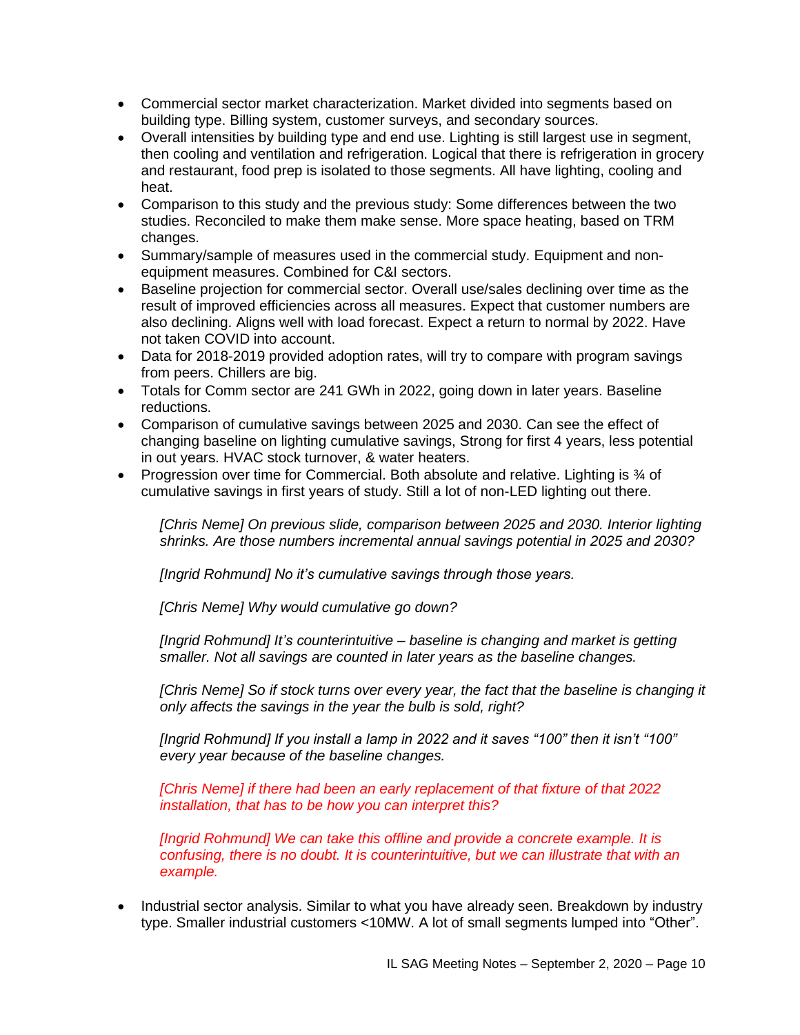- Commercial sector market characterization. Market divided into segments based on building type. Billing system, customer surveys, and secondary sources.
- Overall intensities by building type and end use. Lighting is still largest use in segment, then cooling and ventilation and refrigeration. Logical that there is refrigeration in grocery and restaurant, food prep is isolated to those segments. All have lighting, cooling and heat.
- Comparison to this study and the previous study: Some differences between the two studies. Reconciled to make them make sense. More space heating, based on TRM changes.
- Summary/sample of measures used in the commercial study. Equipment and non-equipment measures. Combined for C&I sectors.
- Baseline projection for commercial sector. Overall use/sales declining over time as the result of improved efficiencies across all measures. Expect that customer numbers are also declining. Aligns well with load forecast. Expect a return to normal by 2022. Have not taken COVID into account.
- Data for 2018-2019 provided adoption rates, will try to compare with program savings from peers. Chillers are big.
- Totals for Comm sector are 241 GWh in 2022, going down in later years. Baseline reductions.
- Comparison of cumulative savings between 2025 and 2030. Can see the effect of changing baseline on lighting cumulative savings, Strong for first 4 years, less potential in out years. HVAC stock turnover, & water heaters.
- Progression over time for Commercial. Both absolute and relative. Lighting is ¾ of cumulative savings in first years of study. Still a lot of non-LED lighting out there.

  *[Chris Neme] On previous slide, comparison between 2025 and 2030. Interior lighting shrinks. Are those numbers incremental annual savings potential in 2025 and 2030?*

  *[Ingrid Rohmund] No it's cumulative savings through those years.*

  *[Chris Neme] Why would cumulative go down?*

  *[Ingrid Rohmund] It's counterintuitive – baseline is changing and market is getting smaller. Not all savings are counted in later years as the baseline changes.*

  *[Chris Neme] So if stock turns over every year, the fact that the baseline is changing it only affects the savings in the year the bulb is sold, right?*

  *[Ingrid Rohmund] If you install a lamp in 2022 and it saves "100" then it isn't "100" every year because of the baseline changes.*

  *[Chris Neme] if there had been an early replacement of that fixture of that 2022 installation, that has to be how you can interpret this?*

  *[Ingrid Rohmund] We can take this offline and provide a concrete example. It is confusing, there is no doubt. It is counterintuitive, but we can illustrate that with an example.*

- Industrial sector analysis. Similar to what you have already seen. Breakdown by industry type. Smaller industrial customers <10MW. A lot of small segments lumped into "Other".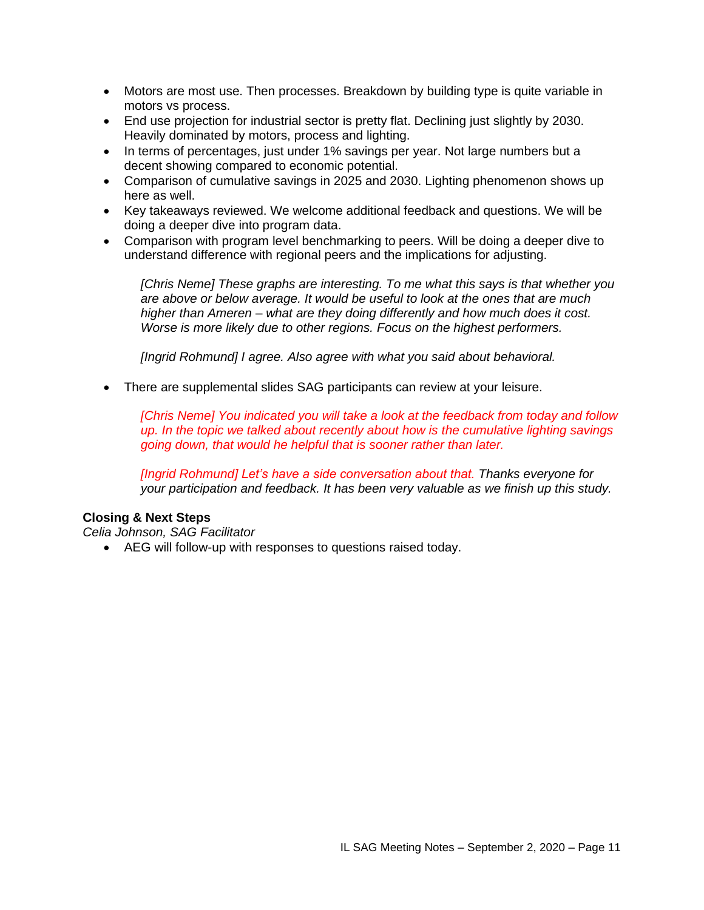- Motors are most use. Then processes. Breakdown by building type is quite variable in motors vs process.
- End use projection for industrial sector is pretty flat. Declining just slightly by 2030. Heavily dominated by motors, process and lighting.
- In terms of percentages, just under 1% savings per year. Not large numbers but a decent showing compared to economic potential.
- Comparison of cumulative savings in 2025 and 2030. Lighting phenomenon shows up here as well.
- Key takeaways reviewed. We welcome additional feedback and questions. We will be doing a deeper dive into program data.
- Comparison with program level benchmarking to peers. Will be doing a deeper dive to understand difference with regional peers and the implications for adjusting.

  *[Chris Neme] These graphs are interesting. To me what this says is that whether you are above or below average. It would be useful to look at the ones that are much higher than Ameren – what are they doing differently and how much does it cost. Worse is more likely due to other regions. Focus on the highest performers.*

  *[Ingrid Rohmund] I agree. Also agree with what you said about behavioral.*

- There are supplemental slides SAG participants can review at your leisure.

  *[Chris Neme] You indicated you will take a look at the feedback from today and follow up. In the topic we talked about recently about how is the cumulative lighting savings going down, that would he helpful that is sooner rather than later.*

  *[Ingrid Rohmund] Let's have a side conversation about that. Thanks everyone for your participation and feedback. It has been very valuable as we finish up this study.*

**Closing & Next Steps**

*Celia Johnson, SAG Facilitator*

- AEG will follow-up with responses to questions raised today.